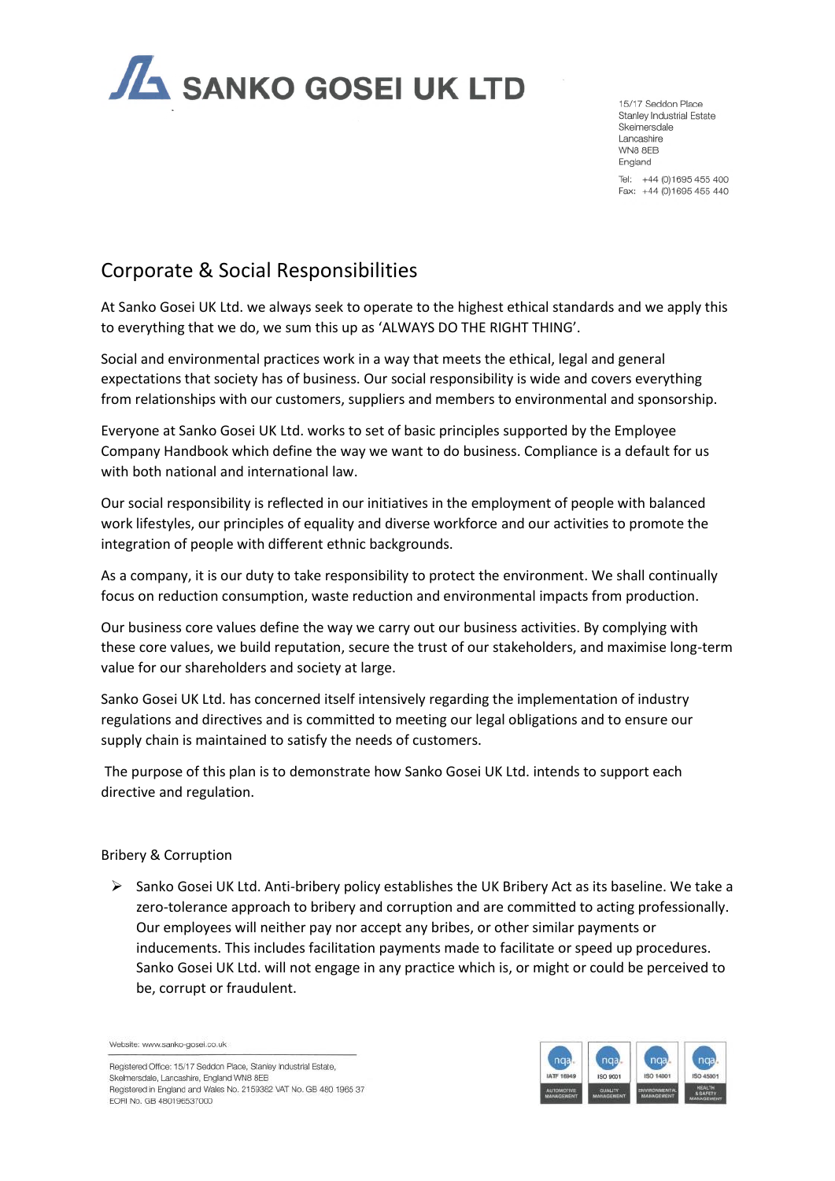# SANKO GOSEI UK LTD

15/17 Seddon Place
Stanley Industrial Estate
Skelmersdale
Lancashire
WN8 8EB
England

Tel: +44 (0)1695 455 400
Fax: +44 (0)1695 455 440

## Corporate & Social Responsibilities

At Sanko Gosei UK Ltd. we always seek to operate to the highest ethical standards and we apply this to everything that we do, we sum this up as 'ALWAYS DO THE RIGHT THING'.

Social and environmental practices work in a way that meets the ethical, legal and general expectations that society has of business. Our social responsibility is wide and covers everything from relationships with our customers, suppliers and members to environmental and sponsorship.

Everyone at Sanko Gosei UK Ltd. works to set of basic principles supported by the Employee Company Handbook which define the way we want to do business. Compliance is a default for us with both national and international law.

Our social responsibility is reflected in our initiatives in the employment of people with balanced work lifestyles, our principles of equality and diverse workforce and our activities to promote the integration of people with different ethnic backgrounds.

As a company, it is our duty to take responsibility to protect the environment. We shall continually focus on reduction consumption, waste reduction and environmental impacts from production.

Our business core values define the way we carry out our business activities. By complying with these core values, we build reputation, secure the trust of our stakeholders, and maximise long-term value for our shareholders and society at large.

Sanko Gosei UK Ltd. has concerned itself intensively regarding the implementation of industry regulations and directives and is committed to meeting our legal obligations and to ensure our supply chain is maintained to satisfy the needs of customers.

The purpose of this plan is to demonstrate how Sanko Gosei UK Ltd. intends to support each directive and regulation.

### Bribery & Corruption

- Sanko Gosei UK Ltd. Anti-bribery policy establishes the UK Bribery Act as its baseline. We take a zero-tolerance approach to bribery and corruption and are committed to acting professionally. Our employees will neither pay nor accept any bribes, or other similar payments or inducements. This includes facilitation payments made to facilitate or speed up procedures. Sanko Gosei UK Ltd. will not engage in any practice which is, or might or could be perceived to be, corrupt or fraudulent.

Website: www.sanko-gosei.co.uk

Registered Office: 15/17 Seddon Place, Stanley Industrial Estate, Skelmersdale, Lancashire, England WN8 8EB
Registered in England and Wales No. 2159362 VAT No. GB 480 1965 37
EORI No. GB 480196537000

IATF 16949 Automotive Management | ISO 9001 Quality Management | ISO 14001 Environmental Management | ISO 45001 Health & Safety Management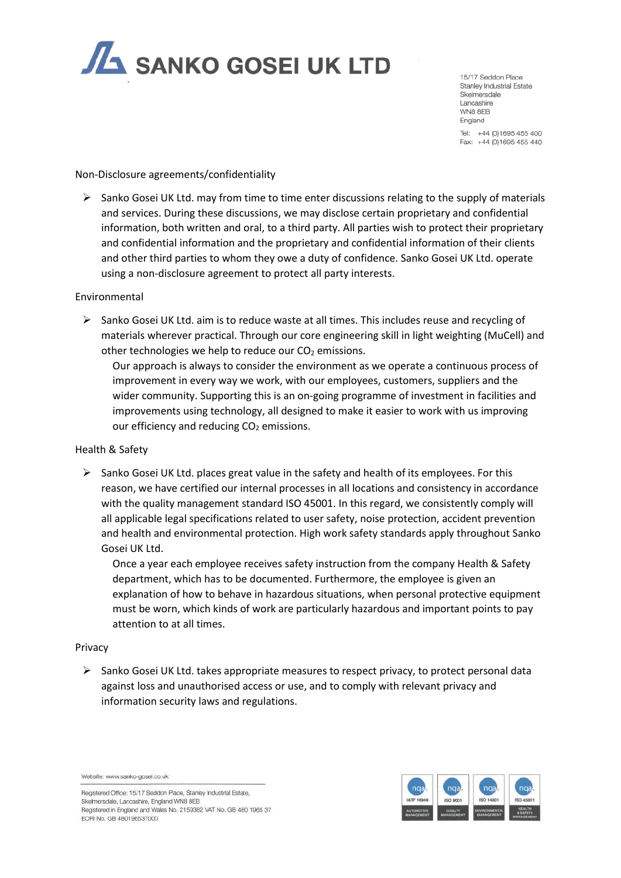# SANKO GOSEI UK LTD

15/17 Seddon Place
Stanley Industrial Estate
Skelmersdale
Lancashire
WN8 8EB
England

Tel: +44 (0)1695 455 400
Fax: +44 (0)1695 455 440

## Non-Disclosure agreements/confidentiality

- Sanko Gosei UK Ltd. may from time to time enter discussions relating to the supply of materials and services. During these discussions, we may disclose certain proprietary and confidential information, both written and oral, to a third party. All parties wish to protect their proprietary and confidential information and the proprietary and confidential information of their clients and other third parties to whom they owe a duty of confidence. Sanko Gosei UK Ltd. operate using a non-disclosure agreement to protect all party interests.

## Environmental

- Sanko Gosei UK Ltd. aim is to reduce waste at all times. This includes reuse and recycling of materials wherever practical. Through our core engineering skill in light weighting (MuCell) and other technologies we help to reduce our $CO_2$ emissions.

  Our approach is always to consider the environment as we operate a continuous process of improvement in every way we work, with our employees, customers, suppliers and the wider community. Supporting this is an on-going programme of investment in facilities and improvements using technology, all designed to make it easier to work with us improving our efficiency and reducing $CO_2$ emissions.

## Health & Safety

- Sanko Gosei UK Ltd. places great value in the safety and health of its employees. For this reason, we have certified our internal processes in all locations and consistency in accordance with the quality management standard ISO 45001. In this regard, we consistently comply will all applicable legal specifications related to user safety, noise protection, accident prevention and health and environmental protection. High work safety standards apply throughout Sanko Gosei UK Ltd.

  Once a year each employee receives safety instruction from the company Health & Safety department, which has to be documented. Furthermore, the employee is given an explanation of how to behave in hazardous situations, when personal protective equipment must be worn, which kinds of work are particularly hazardous and important points to pay attention to at all times.

## Privacy

- Sanko Gosei UK Ltd. takes appropriate measures to respect privacy, to protect personal data against loss and unauthorised access or use, and to comply with relevant privacy and information security laws and regulations.

Website: www.sanko-gosei.co.uk

Registered Office: 15/17 Seddon Place, Stanley Industrial Estate, Skelmersdale, Lancashire, England WN8 8EB
Registered in England and Wales No. 2159382 VAT No. GB 480 1965 37
EORI No. GB 480196537000

nqa IATF 16949 AUTOMOTIVE MANAGEMENT | nqa ISO 9001 QUALITY MANAGEMENT | nqa ISO 14001 ENVIRONMENTAL MANAGEMENT | nqa ISO 45001 HEALTH & SAFETY MANAGEMENT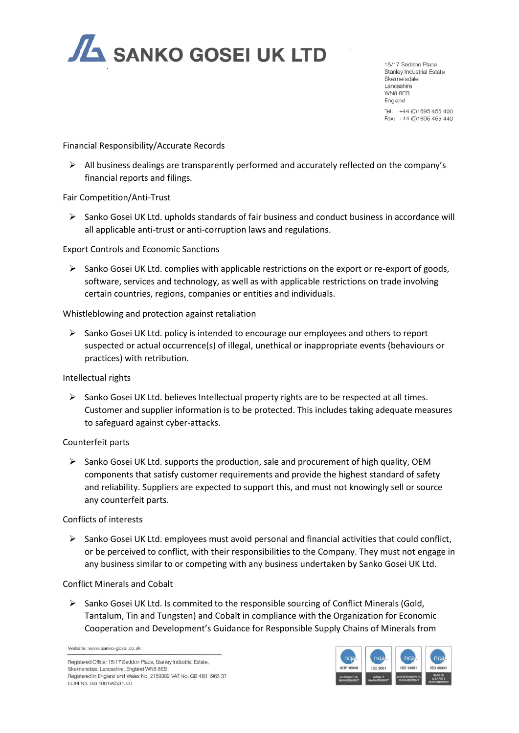# SANKO GOSEI UK LTD

15/17 Seddon Place
Stanley Industrial Estate
Skelmersdale
Lancashire
WN8 8EB
England

Tel: +44 (0)1695 455 400
Fax: +44 (0)1695 455 440

Financial Responsibility/Accurate Records

- All business dealings are transparently performed and accurately reflected on the company's financial reports and filings.

Fair Competition/Anti-Trust

- Sanko Gosei UK Ltd. upholds standards of fair business and conduct business in accordance will all applicable anti-trust or anti-corruption laws and regulations.

Export Controls and Economic Sanctions

- Sanko Gosei UK Ltd. complies with applicable restrictions on the export or re-export of goods, software, services and technology, as well as with applicable restrictions on trade involving certain countries, regions, companies or entities and individuals.

Whistleblowing and protection against retaliation

- Sanko Gosei UK Ltd. policy is intended to encourage our employees and others to report suspected or actual occurrence(s) of illegal, unethical or inappropriate events (behaviours or practices) with retribution.

Intellectual rights

- Sanko Gosei UK Ltd. believes Intellectual property rights are to be respected at all times. Customer and supplier information is to be protected. This includes taking adequate measures to safeguard against cyber-attacks.

Counterfeit parts

- Sanko Gosei UK Ltd. supports the production, sale and procurement of high quality, OEM components that satisfy customer requirements and provide the highest standard of safety and reliability. Suppliers are expected to support this, and must not knowingly sell or source any counterfeit parts.

Conflicts of interests

- Sanko Gosei UK Ltd. employees must avoid personal and financial activities that could conflict, or be perceived to conflict, with their responsibilities to the Company. They must not engage in any business similar to or competing with any business undertaken by Sanko Gosei UK Ltd.

Conflict Minerals and Cobalt

- Sanko Gosei UK Ltd. Is commited to the responsible sourcing of Conflict Minerals (Gold, Tantalum, Tin and Tungsten) and Cobalt in compliance with the Organization for Economic Cooperation and Development's Guidance for Responsible Supply Chains of Minerals from

Website: www.sanko-gosei.co.uk

Registered Office: 15/17 Seddon Place, Stanley Industrial Estate, Skelmersdale, Lancashire, England WN8 8EB
Registered in England and Wales No. 2159362 VAT No. GB 480 1965 37
EORI No. GB 480196537000

IATF 16949 AUTOMOTIVE MANAGEMENT | ISO 9001 QUALITY MANAGEMENT | ISO 14001 ENVIRONMENTAL MANAGEMENT | ISO 45001 HEALTH & SAFETY MANAGEMENT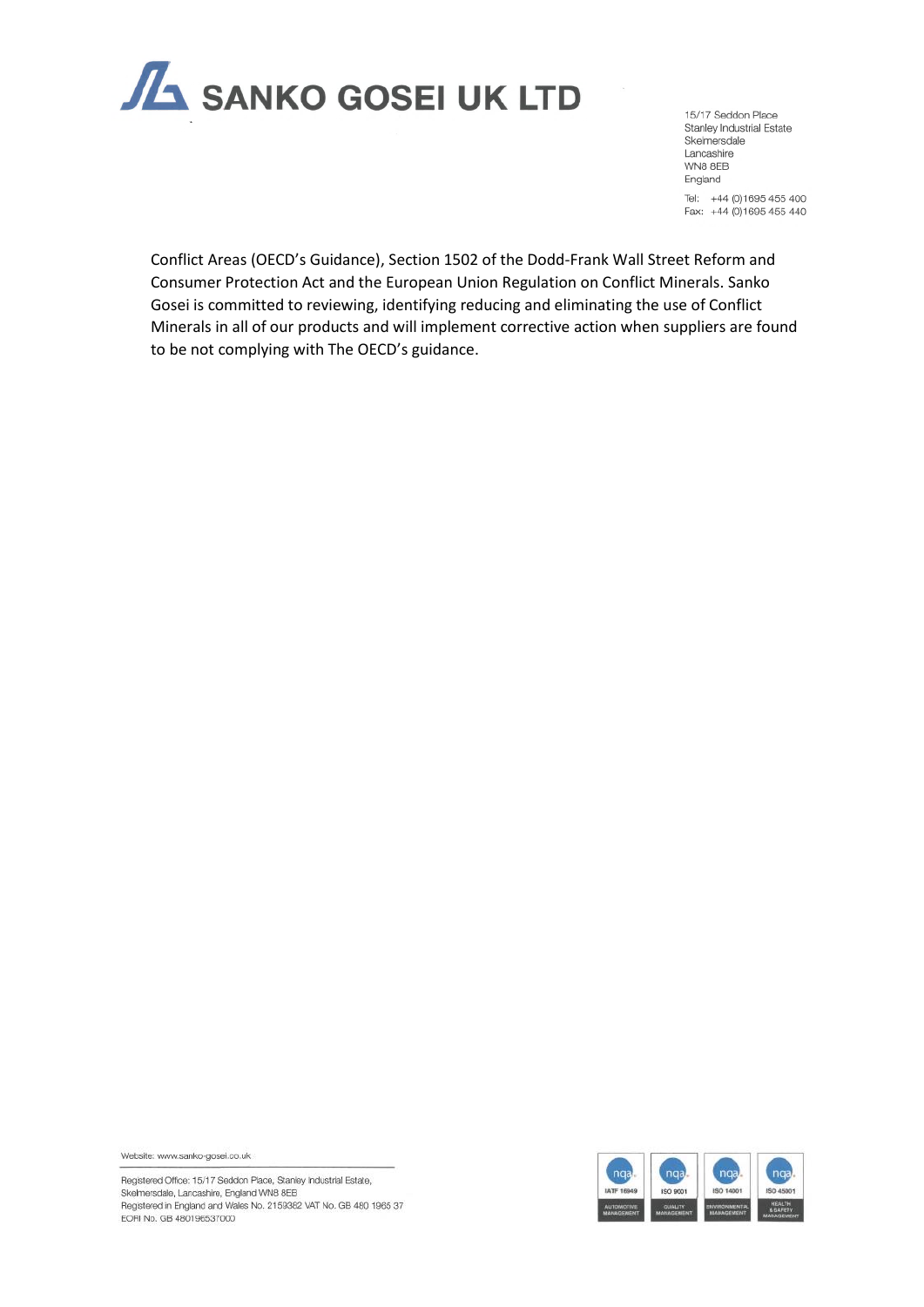Conflict Areas (OECD's Guidance), Section 1502 of the Dodd-Frank Wall Street Reform and Consumer Protection Act and the European Union Regulation on Conflict Minerals. Sanko Gosei is committed to reviewing, identifying reducing and eliminating the use of Conflict Minerals in all of our products and will implement corrective action when suppliers are found to be not complying with The OECD's guidance.